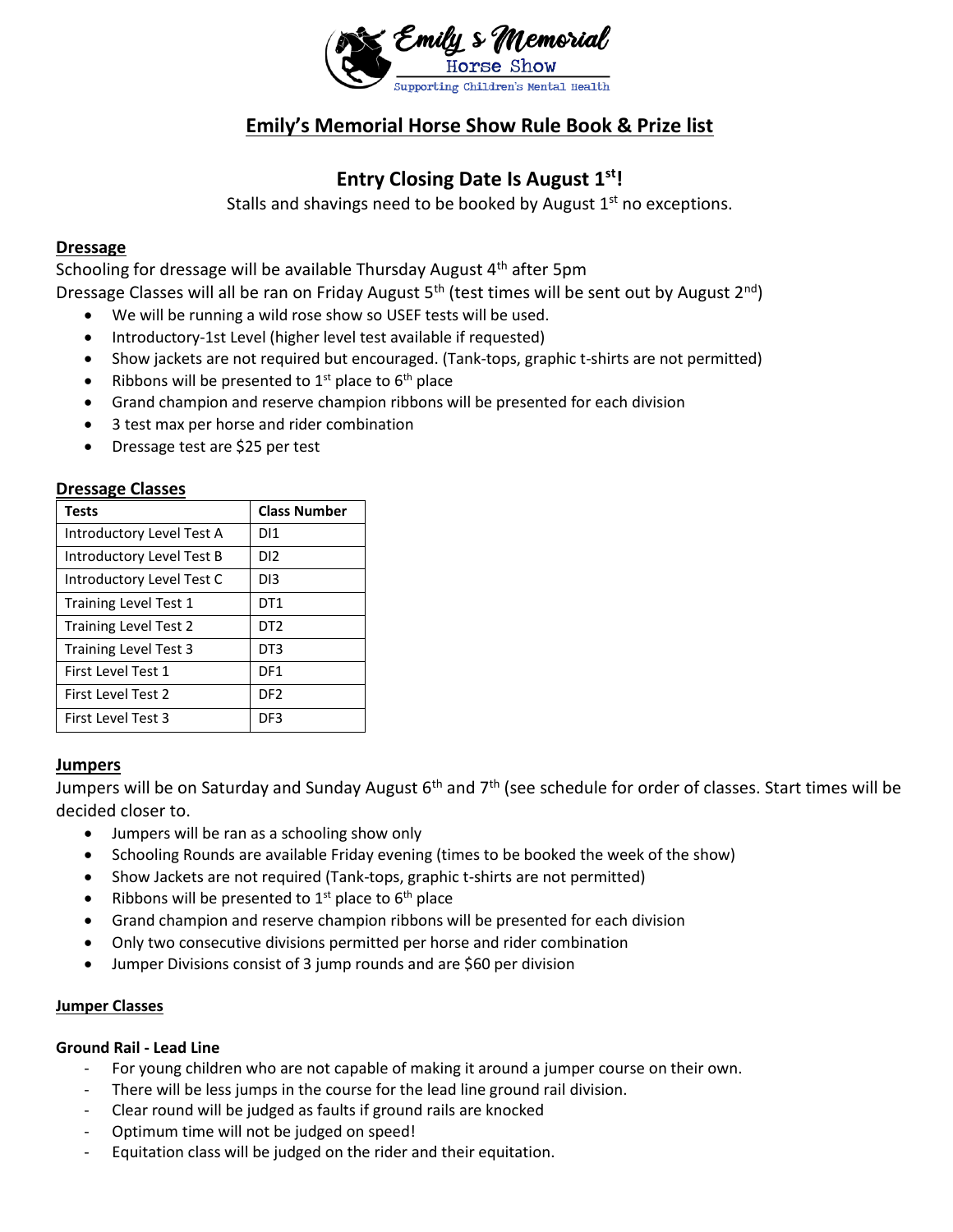Emily's Memorial Horse Show

Supporting Children's Mental Health

# Emily's Memorial Horse Show Rule Book & Prize list

## Entry Closing Date Is August 1st!

Stalls and shavings need to be booked by August 1st no exceptions.

### Dressage

Schooling for dressage will be available Thursday August 4th after 5pm

Dressage Classes will all be ran on Friday August 5th (test times will be sent out by August 2nd)

- We will be running a wild rose show so USEF tests will be used.
- Introductory-1st Level (higher level test available if requested)
- Show jackets are not required but encouraged. (Tank-tops, graphic t-shirts are not permitted)
- Ribbons will be presented to 1st place to 6th place
- Grand champion and reserve champion ribbons will be presented for each division
- 3 test max per horse and rider combination
- Dressage test are $25 per test

### Dressage Classes

| Tests | Class Number |
|---|---|
| Introductory Level Test A | DI1 |
| Introductory Level Test B | DI2 |
| Introductory Level Test C | DI3 |
| Training Level Test 1 | DT1 |
| Training Level Test 2 | DT2 |
| Training Level Test 3 | DT3 |
| First Level Test 1 | DF1 |
| First Level Test 2 | DF2 |
| First Level Test 3 | DF3 |

### Jumpers

Jumpers will be on Saturday and Sunday August 6th and 7th (see schedule for order of classes. Start times will be decided closer to.

- Jumpers will be ran as a schooling show only
- Schooling Rounds are available Friday evening (times to be booked the week of the show)
- Show Jackets are not required (Tank-tops, graphic t-shirts are not permitted)
- Ribbons will be presented to 1st place to 6th place
- Grand champion and reserve champion ribbons will be presented for each division
- Only two consecutive divisions permitted per horse and rider combination
- Jumper Divisions consist of 3 jump rounds and are $60 per division

#### Jumper Classes

**Ground Rail - Lead Line**

- For young children who are not capable of making it around a jumper course on their own.
- There will be less jumps in the course for the lead line ground rail division.
- Clear round will be judged as faults if ground rails are knocked
- Optimum time will not be judged on speed!
- Equitation class will be judged on the rider and their equitation.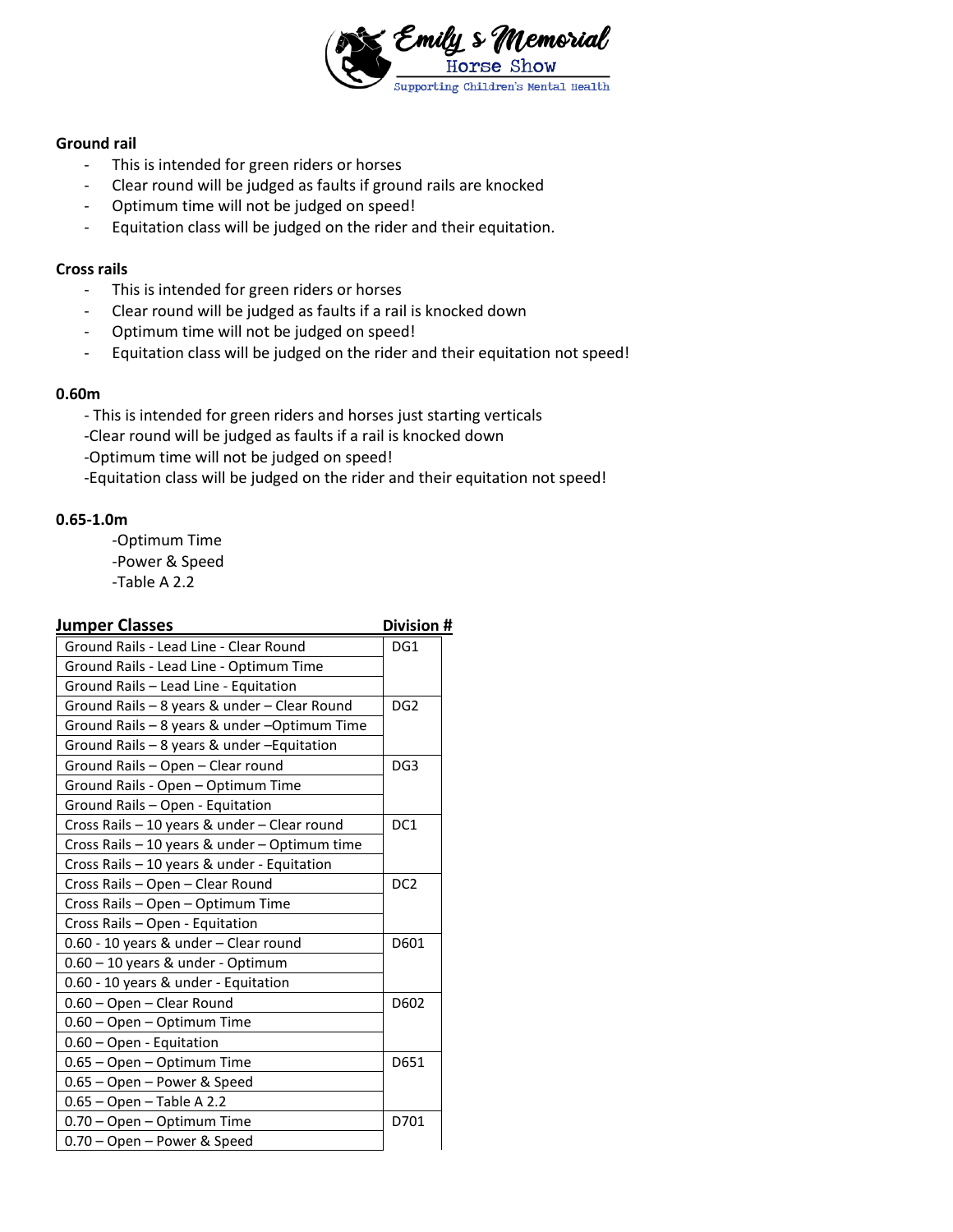**Ground rail**

- This is intended for green riders or horses
- Clear round will be judged as faults if ground rails are knocked
- Optimum time will not be judged on speed!
- Equitation class will be judged on the rider and their equitation.

**Cross rails**

- This is intended for green riders or horses
- Clear round will be judged as faults if a rail is knocked down
- Optimum time will not be judged on speed!
- Equitation class will be judged on the rider and their equitation not speed!

**0.60m**

- This is intended for green riders and horses just starting verticals
- Clear round will be judged as faults if a rail is knocked down
- Optimum time will not be judged on speed!
- Equitation class will be judged on the rider and their equitation not speed!

**0.65-1.0m**

- Optimum Time
- Power & Speed
- Table A 2.2

| Jumper Classes | Division # |
|---|---|
| Ground Rails - Lead Line - Clear Round | DG1 |
| Ground Rails - Lead Line - Optimum Time | |
| Ground Rails – Lead Line - Equitation | |
| Ground Rails – 8 years & under – Clear Round | DG2 |
| Ground Rails – 8 years & under –Optimum Time | |
| Ground Rails – 8 years & under –Equitation | |
| Ground Rails – Open – Clear round | DG3 |
| Ground Rails - Open – Optimum Time | |
| Ground Rails – Open - Equitation | |
| Cross Rails – 10 years & under – Clear round | DC1 |
| Cross Rails – 10 years & under – Optimum time | |
| Cross Rails – 10 years & under - Equitation | |
| Cross Rails – Open – Clear Round | DC2 |
| Cross Rails – Open – Optimum Time | |
| Cross Rails – Open - Equitation | |
| 0.60 - 10 years & under – Clear round | D601 |
| 0.60 – 10 years & under - Optimum | |
| 0.60 - 10 years & under - Equitation | |
| 0.60 – Open – Clear Round | D602 |
| 0.60 – Open – Optimum Time | |
| 0.60 – Open - Equitation | |
| 0.65 – Open – Optimum Time | D651 |
| 0.65 – Open – Power & Speed | |
| 0.65 – Open – Table A 2.2 | |
| 0.70 – Open – Optimum Time | D701 |
| 0.70 – Open – Power & Speed | |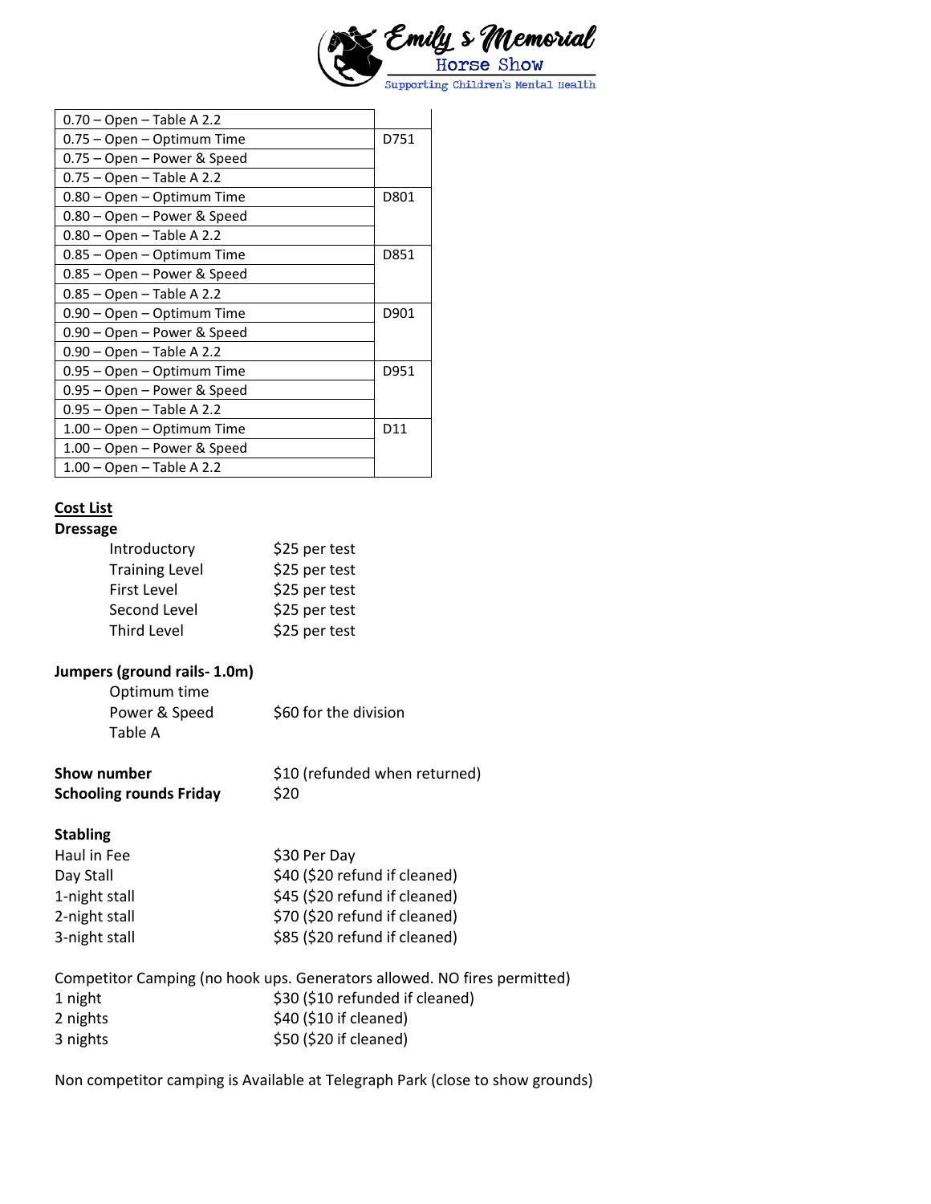| | |
|---|---|
| 0.70 – Open – Table A 2.2 | |
| 0.75 – Open – Optimum Time | D751 |
| 0.75 – Open – Power & Speed | |
| 0.75 – Open – Table A 2.2 | |
| 0.80 – Open – Optimum Time | D801 |
| 0.80 – Open – Power & Speed | |
| 0.80 – Open – Table A 2.2 | |
| 0.85 – Open – Optimum Time | D851 |
| 0.85 – Open – Power & Speed | |
| 0.85 – Open – Table A 2.2 | |
| 0.90 – Open – Optimum Time | D901 |
| 0.90 – Open – Power & Speed | |
| 0.90 – Open – Table A 2.2 | |
| 0.95 – Open – Optimum Time | D951 |
| 0.95 – Open – Power & Speed | |
| 0.95 – Open – Table A 2.2 | |
| 1.00 – Open – Optimum Time | D11 |
| 1.00 – Open – Power & Speed | |
| 1.00 – Open – Table A 2.2 | |

## Cost List

**Dressage**

| | |
|---|---|
| Introductory | $25 per test |
| Training Level | $25 per test |
| First Level | $25 per test |
| Second Level | $25 per test |
| Third Level | $25 per test |

**Jumpers (ground rails- 1.0m)**

| | |
|---|---|
| Optimum time | |
| Power & Speed | $60 for the division |
| Table A | |

| | |
|---|---|
| **Show number** | $10 (refunded when returned) |
| **Schooling rounds Friday** | $20 |

**Stabling**

| | |
|---|---|
| Haul in Fee | $30 Per Day |
| Day Stall | $40 ($20 refund if cleaned) |
| 1-night stall | $45 ($20 refund if cleaned) |
| 2-night stall | $70 ($20 refund if cleaned) |
| 3-night stall | $85 ($20 refund if cleaned) |

Competitor Camping (no hook ups. Generators allowed. NO fires permitted)

| | |
|---|---|
| 1 night | $30 ($10 refunded if cleaned) |
| 2 nights | $40 ($10 if cleaned) |
| 3 nights | $50 ($20 if cleaned) |

Non competitor camping is Available at Telegraph Park (close to show grounds)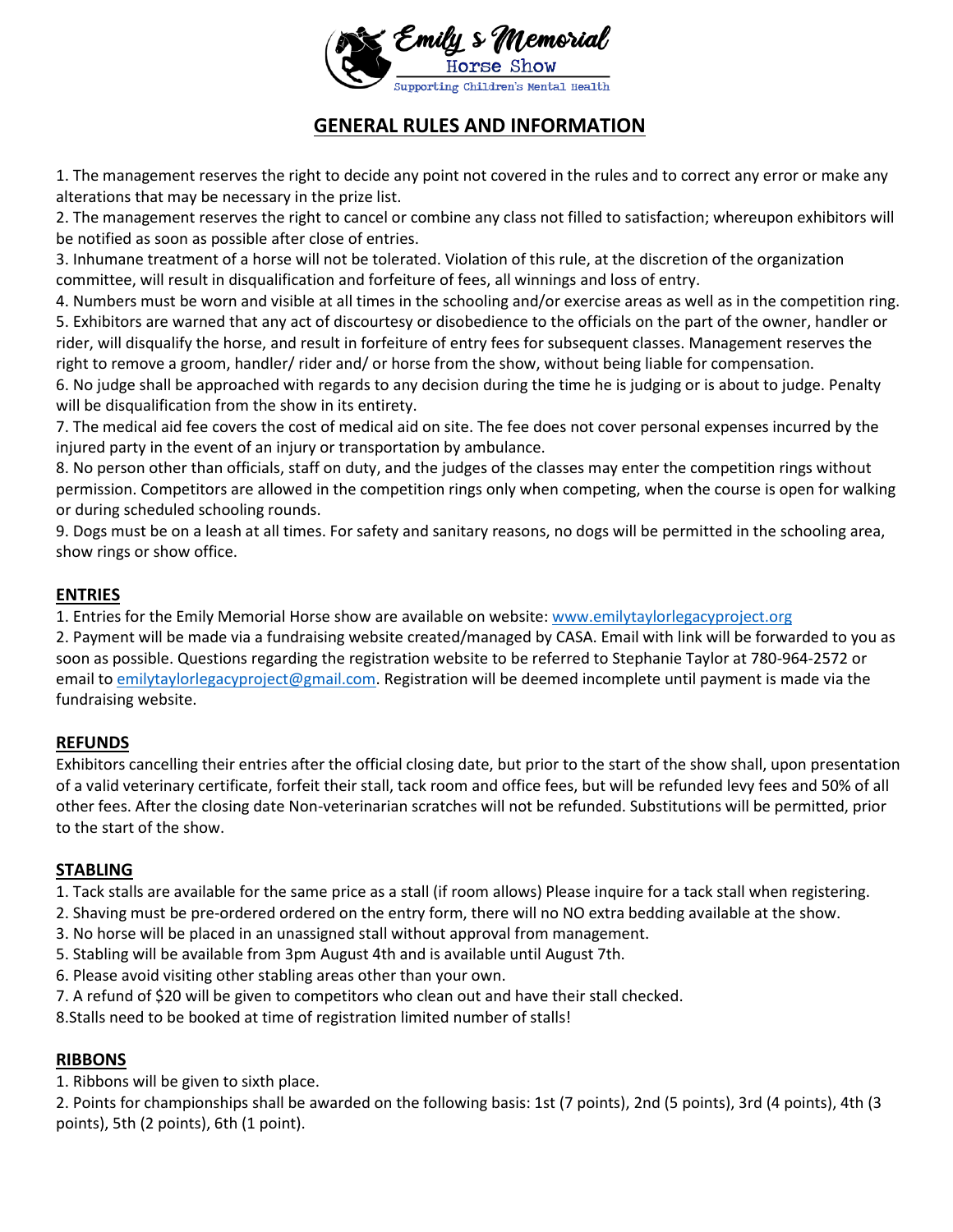# GENERAL RULES AND INFORMATION

1. The management reserves the right to decide any point not covered in the rules and to correct any error or make any alterations that may be necessary in the prize list.
2. The management reserves the right to cancel or combine any class not filled to satisfaction; whereupon exhibitors will be notified as soon as possible after close of entries.
3. Inhumane treatment of a horse will not be tolerated. Violation of this rule, at the discretion of the organization committee, will result in disqualification and forfeiture of fees, all winnings and loss of entry.
4. Numbers must be worn and visible at all times in the schooling and/or exercise areas as well as in the competition ring.
5. Exhibitors are warned that any act of discourtesy or disobedience to the officials on the part of the owner, handler or rider, will disqualify the horse, and result in forfeiture of entry fees for subsequent classes. Management reserves the right to remove a groom, handler/ rider and/ or horse from the show, without being liable for compensation.
6. No judge shall be approached with regards to any decision during the time he is judging or is about to judge. Penalty will be disqualification from the show in its entirety.
7. The medical aid fee covers the cost of medical aid on site. The fee does not cover personal expenses incurred by the injured party in the event of an injury or transportation by ambulance.
8. No person other than officials, staff on duty, and the judges of the classes may enter the competition rings without permission. Competitors are allowed in the competition rings only when competing, when the course is open for walking or during scheduled schooling rounds.
9. Dogs must be on a leash at all times. For safety and sanitary reasons, no dogs will be permitted in the schooling area, show rings or show office.

## ENTRIES

1. Entries for the Emily Memorial Horse show are available on website: www.emilytaylorlegacyproject.org
2. Payment will be made via a fundraising website created/managed by CASA. Email with link will be forwarded to you as soon as possible. Questions regarding the registration website to be referred to Stephanie Taylor at 780-964-2572 or email to emilytaylorlegacyproject@gmail.com. Registration will be deemed incomplete until payment is made via the fundraising website.

## REFUNDS

Exhibitors cancelling their entries after the official closing date, but prior to the start of the show shall, upon presentation of a valid veterinary certificate, forfeit their stall, tack room and office fees, but will be refunded levy fees and 50% of all other fees. After the closing date Non-veterinarian scratches will not be refunded. Substitutions will be permitted, prior to the start of the show.

## STABLING

1. Tack stalls are available for the same price as a stall (if room allows) Please inquire for a tack stall when registering.
2. Shaving must be pre-ordered ordered on the entry form, there will no NO extra bedding available at the show.
3. No horse will be placed in an unassigned stall without approval from management.
5. Stabling will be available from 3pm August 4th and is available until August 7th.
6. Please avoid visiting other stabling areas other than your own.
7. A refund of $20 will be given to competitors who clean out and have their stall checked.
8.Stalls need to be booked at time of registration limited number of stalls!

## RIBBONS

1. Ribbons will be given to sixth place.
2. Points for championships shall be awarded on the following basis: 1st (7 points), 2nd (5 points), 3rd (4 points), 4th (3 points), 5th (2 points), 6th (1 point).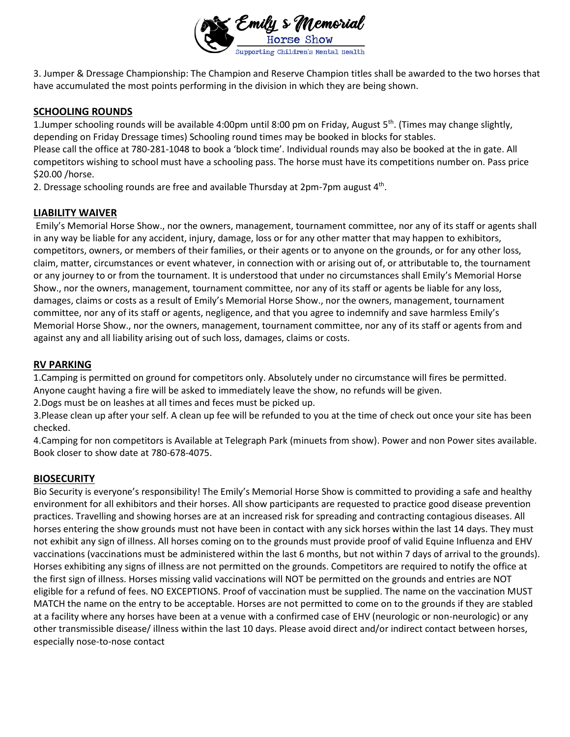3. Jumper & Dressage Championship: The Champion and Reserve Champion titles shall be awarded to the two horses that have accumulated the most points performing in the division in which they are being shown.

## SCHOOLING ROUNDS

1.Jumper schooling rounds will be available 4:00pm until 8:00 pm on Friday, August 5th. (Times may change slightly, depending on Friday Dressage times) Schooling round times may be booked in blocks for stables.
Please call the office at 780-281-1048 to book a 'block time'. Individual rounds may also be booked at the in gate. All competitors wishing to school must have a schooling pass. The horse must have its competitions number on. Pass price $20.00 /horse.

2. Dressage schooling rounds are free and available Thursday at 2pm-7pm august 4th.

## LIABILITY WAIVER

Emily's Memorial Horse Show., nor the owners, management, tournament committee, nor any of its staff or agents shall in any way be liable for any accident, injury, damage, loss or for any other matter that may happen to exhibitors, competitors, owners, or members of their families, or their agents or to anyone on the grounds, or for any other loss, claim, matter, circumstances or event whatever, in connection with or arising out of, or attributable to, the tournament or any journey to or from the tournament. It is understood that under no circumstances shall Emily's Memorial Horse Show., nor the owners, management, tournament committee, nor any of its staff or agents be liable for any loss, damages, claims or costs as a result of Emily's Memorial Horse Show., nor the owners, management, tournament committee, nor any of its staff or agents, negligence, and that you agree to indemnify and save harmless Emily's Memorial Horse Show., nor the owners, management, tournament committee, nor any of its staff or agents from and against any and all liability arising out of such loss, damages, claims or costs.

## RV PARKING

1.Camping is permitted on ground for competitors only. Absolutely under no circumstance will fires be permitted. Anyone caught having a fire will be asked to immediately leave the show, no refunds will be given.

2.Dogs must be on leashes at all times and feces must be picked up.

3.Please clean up after your self. A clean up fee will be refunded to you at the time of check out once your site has been checked.

4.Camping for non competitors is Available at Telegraph Park (minuets from show). Power and non Power sites available. Book closer to show date at 780-678-4075.

## BIOSECURITY

Bio Security is everyone's responsibility! The Emily's Memorial Horse Show is committed to providing a safe and healthy environment for all exhibitors and their horses. All show participants are requested to practice good disease prevention practices. Travelling and showing horses are at an increased risk for spreading and contracting contagious diseases. All horses entering the show grounds must not have been in contact with any sick horses within the last 14 days. They must not exhibit any sign of illness. All horses coming on to the grounds must provide proof of valid Equine Influenza and EHV vaccinations (vaccinations must be administered within the last 6 months, but not within 7 days of arrival to the grounds). Horses exhibiting any signs of illness are not permitted on the grounds. Competitors are required to notify the office at the first sign of illness. Horses missing valid vaccinations will NOT be permitted on the grounds and entries are NOT eligible for a refund of fees. NO EXCEPTIONS. Proof of vaccination must be supplied. The name on the vaccination MUST MATCH the name on the entry to be acceptable. Horses are not permitted to come on to the grounds if they are stabled at a facility where any horses have been at a venue with a confirmed case of EHV (neurologic or non-neurologic) or any other transmissible disease/ illness within the last 10 days. Please avoid direct and/or indirect contact between horses, especially nose-to-nose contact